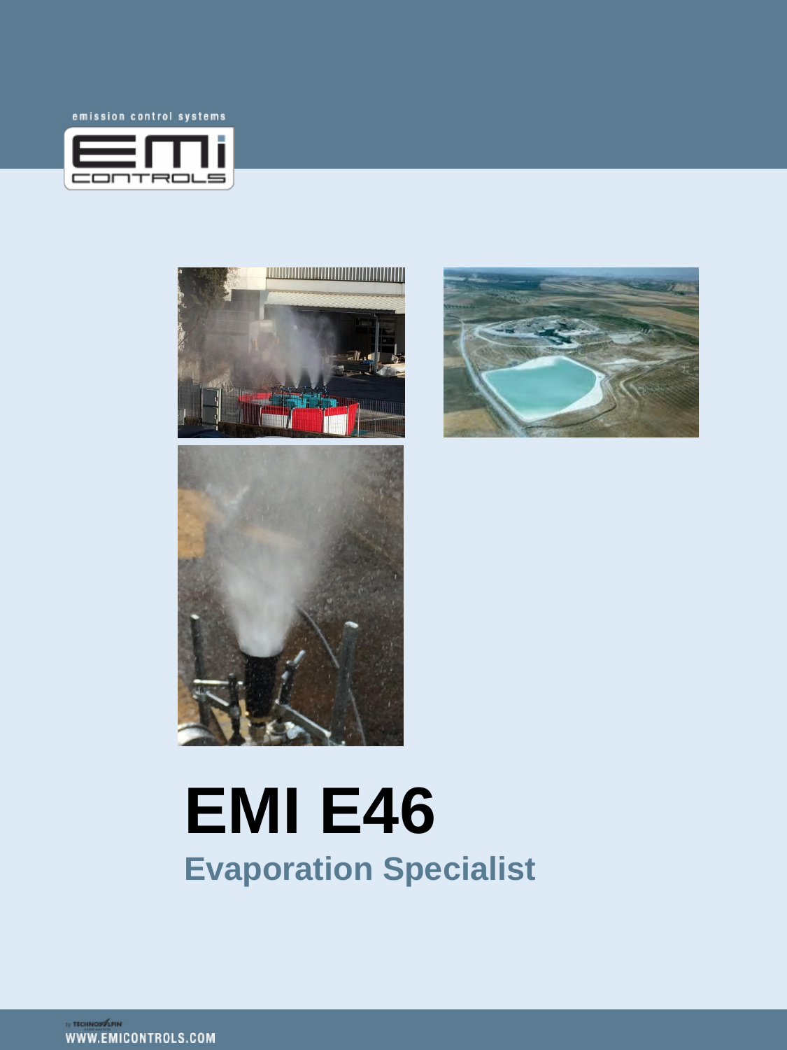emission control systems

# EMI E46

## Evaporation Specialist

WWW.EMICONTROLS.COM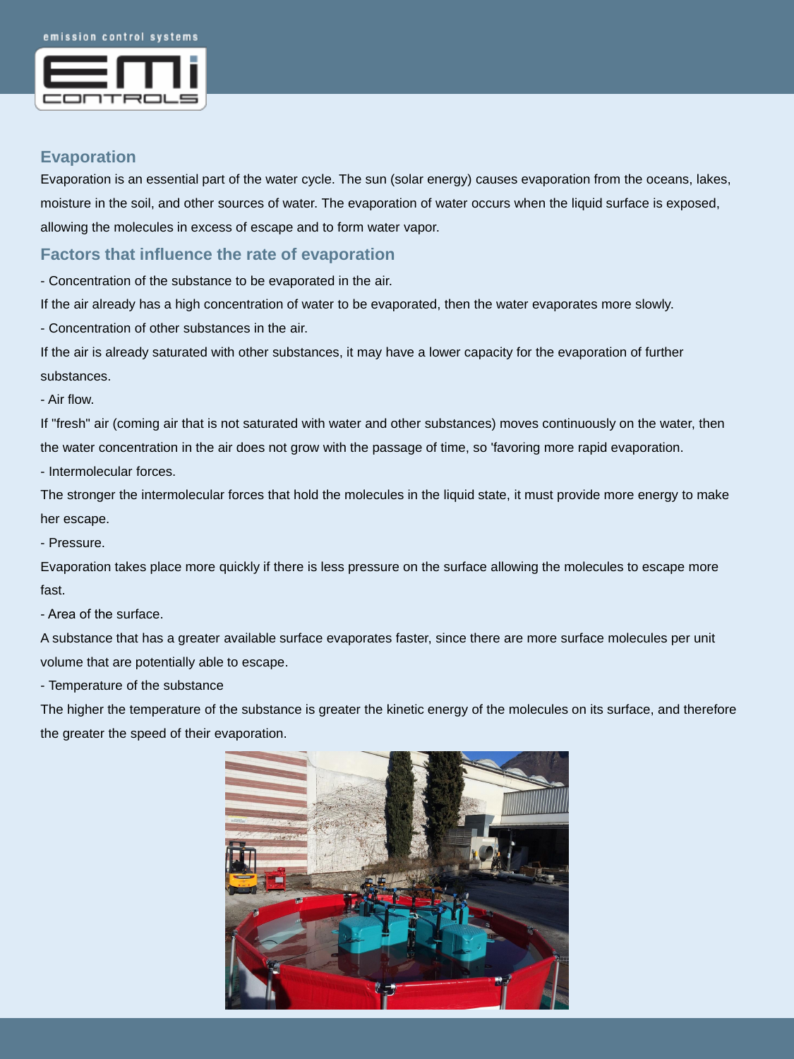## Evaporation

Evaporation is an essential part of the water cycle. The sun (solar energy) causes evaporation from the oceans, lakes, moisture in the soil, and other sources of water. The evaporation of water occurs when the liquid surface is exposed, allowing the molecules in excess of escape and to form water vapor.

## Factors that influence the rate of evaporation

- Concentration of the substance to be evaporated in the air.

If the air already has a high concentration of water to be evaporated, then the water evaporates more slowly.

- Concentration of other substances in the air.

If the air is already saturated with other substances, it may have a lower capacity for the evaporation of further substances.

- Air flow.

If "fresh" air (coming air that is not saturated with water and other substances) moves continuously on the water, then the water concentration in the air does not grow with the passage of time, so 'favoring more rapid evaporation.

- Intermolecular forces.

The stronger the intermolecular forces that hold the molecules in the liquid state, it must provide more energy to make her escape.

- Pressure.

Evaporation takes place more quickly if there is less pressure on the surface allowing the molecules to escape more fast.

- Area of the surface.

A substance that has a greater available surface evaporates faster, since there are more surface molecules per unit volume that are potentially able to escape.

- Temperature of the substance

The higher the temperature of the substance is greater the kinetic energy of the molecules on its surface, and therefore the greater the speed of their evaporation.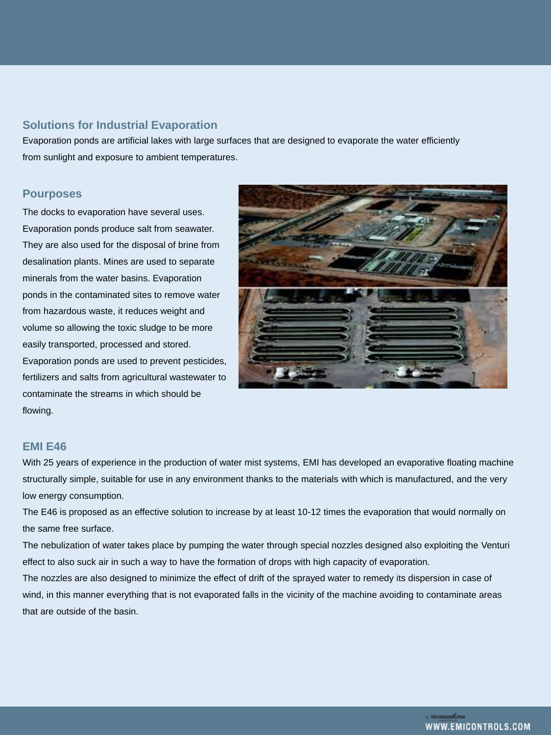## Solutions for Industrial Evaporation

Evaporation ponds are artificial lakes with large surfaces that are designed to evaporate the water efficiently from sunlight and exposure to ambient temperatures.

## Pourposes

The docks to evaporation have several uses. Evaporation ponds produce salt from seawater. They are also used for the disposal of brine from desalination plants. Mines are used to separate minerals from the water basins. Evaporation ponds in the contaminated sites to remove water from hazardous waste, it reduces weight and volume so allowing the toxic sludge to be more easily transported, processed and stored. Evaporation ponds are used to prevent pesticides, fertilizers and salts from agricultural wastewater to contaminate the streams in which should be flowing.

## EMI E46

With 25 years of experience in the production of water mist systems, EMI has developed an evaporative floating machine structurally simple, suitable for use in any environment thanks to the materials with which is manufactured, and the very low energy consumption.

The E46 is proposed as an effective solution to increase by at least 10-12 times the evaporation that would normally on the same free surface.

The nebulization of water takes place by pumping the water through special nozzles designed also exploiting the Venturi effect to also suck air in such a way to have the formation of drops with high capacity of evaporation.

The nozzles are also designed to minimize the effect of drift of the sprayed water to remedy its dispersion in case of wind, in this manner everything that is not evaporated falls in the vicinity of the machine avoiding to contaminate areas that are outside of the basin.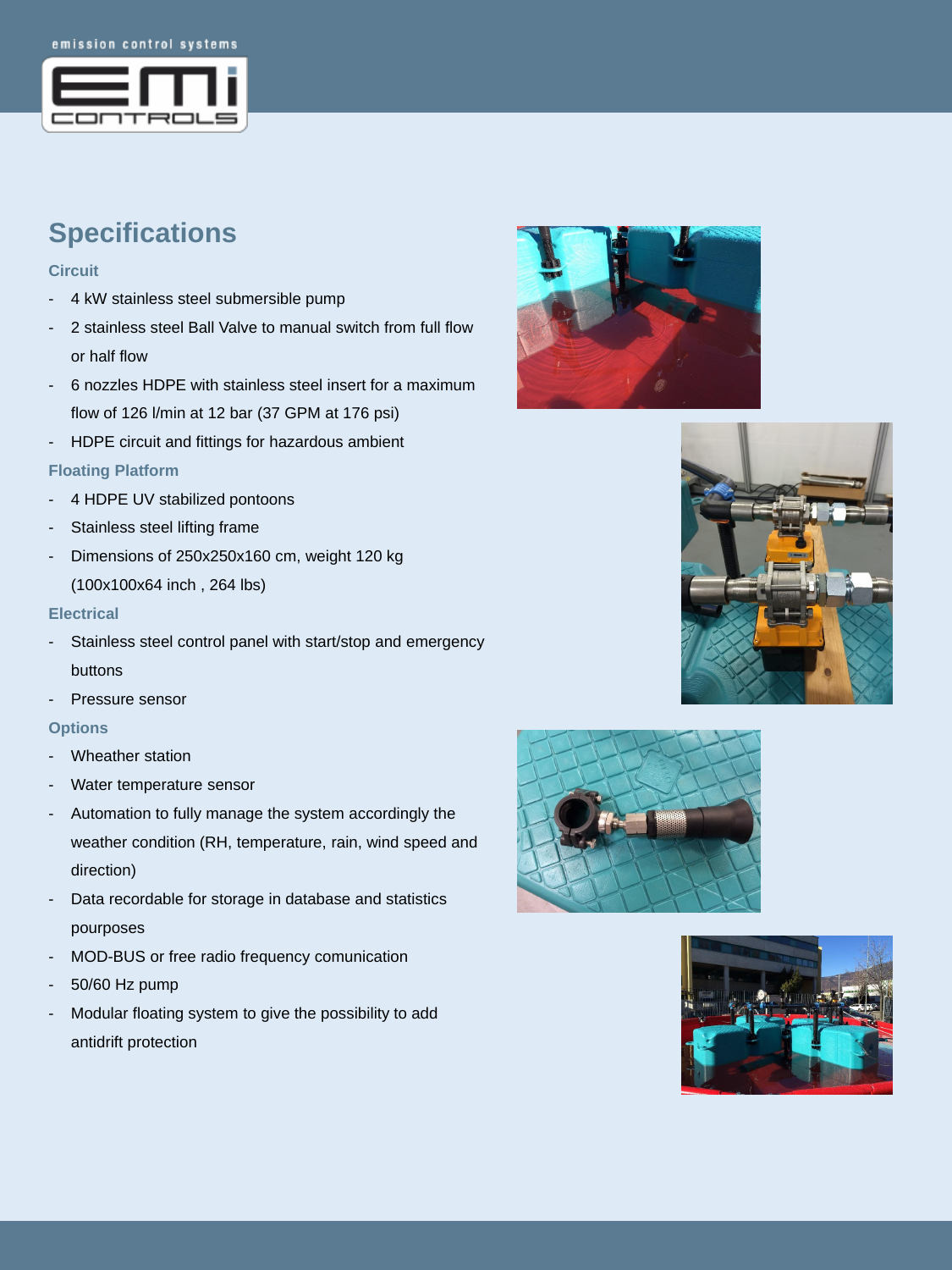emission control systems

EMi CONTROLS

## Specifications

### Circuit

- 4 kW stainless steel submersible pump
- 2 stainless steel Ball Valve to manual switch from full flow or half flow
- 6 nozzles HDPE with stainless steel insert for a maximum flow of 126 l/min at 12 bar (37 GPM at 176 psi)
- HDPE circuit and fittings for hazardous ambient

### Floating Platform

- 4 HDPE UV stabilized pontoons
- Stainless steel lifting frame
- Dimensions of 250x250x160 cm, weight 120 kg (100x100x64 inch , 264 lbs)

### Electrical

- Stainless steel control panel with start/stop and emergency buttons
- Pressure sensor

### Options

- Wheather station
- Water temperature sensor
- Automation to fully manage the system accordingly the weather condition (RH, temperature, rain, wind speed and direction)
- Data recordable for storage in database and statistics pourposes
- MOD-BUS or free radio frequency comunication
- 50/60 Hz pump
- Modular floating system to give the possibility to add antidrift protection